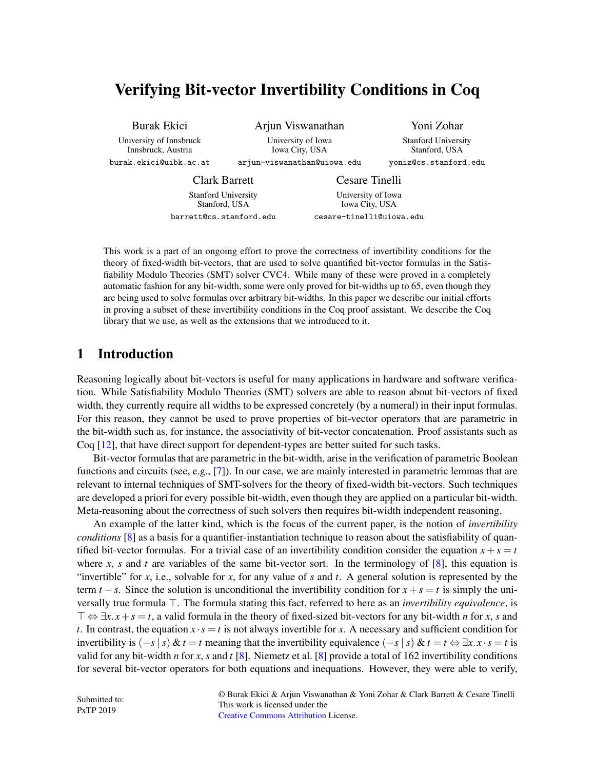# Verifying Bit-vector Invertibility Conditions in Coq

Burak Ekici
University of Innsbruck
Innsbruck, Austria
burak.ekici@uibk.ac.at

Arjun Viswanathan
University of Iowa
Iowa City, USA
arjun-viswanathan@uiowa.edu

Yoni Zohar
Stanford University
Stanford, USA
yoniz@cs.stanford.edu

Clark Barrett
Stanford University
Stanford, USA
barrett@cs.stanford.edu

Cesare Tinelli
University of Iowa
Iowa City, USA
cesare-tinelli@uiowa.edu

This work is a part of an ongoing effort to prove the correctness of invertibility conditions for the theory of fixed-width bit-vectors, that are used to solve quantified bit-vector formulas in the Satisfiability Modulo Theories (SMT) solver CVC4. While many of these were proved in a completely automatic fashion for any bit-width, some were only proved for bit-widths up to 65, even though they are being used to solve formulas over arbitrary bit-widths. In this paper we describe our initial efforts in proving a subset of these invertibility conditions in the Coq proof assistant. We describe the Coq library that we use, as well as the extensions that we introduced to it.

## 1 Introduction

Reasoning logically about bit-vectors is useful for many applications in hardware and software verification. While Satisfiability Modulo Theories (SMT) solvers are able to reason about bit-vectors of fixed width, they currently require all widths to be expressed concretely (by a numeral) in their input formulas. For this reason, they cannot be used to prove properties of bit-vector operators that are parametric in the bit-width such as, for instance, the associativity of bit-vector concatenation. Proof assistants such as Coq [12], that have direct support for dependent-types are better suited for such tasks.

Bit-vector formulas that are parametric in the bit-width, arise in the verification of parametric Boolean functions and circuits (see, e.g., [7]). In our case, we are mainly interested in parametric lemmas that are relevant to internal techniques of SMT-solvers for the theory of fixed-width bit-vectors. Such techniques are developed a priori for every possible bit-width, even though they are applied on a particular bit-width. Meta-reasoning about the correctness of such solvers then requires bit-width independent reasoning.

An example of the latter kind, which is the focus of the current paper, is the notion of *invertibility conditions* [8] as a basis for a quantifier-instantiation technique to reason about the satisfiability of quantified bit-vector formulas. For a trivial case of an invertibility condition consider the equation $x+s=t$ where $x$, $s$ and $t$ are variables of the same bit-vector sort. In the terminology of [8], this equation is "invertible" for $x$, i.e., solvable for $x$, for any value of $s$ and $t$. A general solution is represented by the term $t-s$. Since the solution is unconditional the invertibility condition for $x+s=t$ is simply the universally true formula $\top$. The formula stating this fact, referred to here as an *invertibility equivalence*, is $\top \Leftrightarrow \exists x. x+s=t$, a valid formula in the theory of fixed-sized bit-vectors for any bit-width $n$ for $x$, $s$ and $t$. In contrast, the equation $x \cdot s = t$ is not always invertible for $x$. A necessary and sufficient condition for invertibility is $(-s \mid s) \,\&\, t = t$ meaning that the invertibility equivalence $(-s \mid s) \,\&\, t = t \Leftrightarrow \exists x. x \cdot s = t$ is valid for any bit-width $n$ for $x$, $s$ and $t$ [8]. Niemetz et al. [8] provide a total of 162 invertibility conditions for several bit-vector operators for both equations and inequations. However, they were able to verify,

Submitted to:
PxTP 2019

© Burak Ekici & Arjun Viswanathan & Yoni Zohar & Clark Barrett & Cesare Tinelli
This work is licensed under the
Creative Commons Attribution License.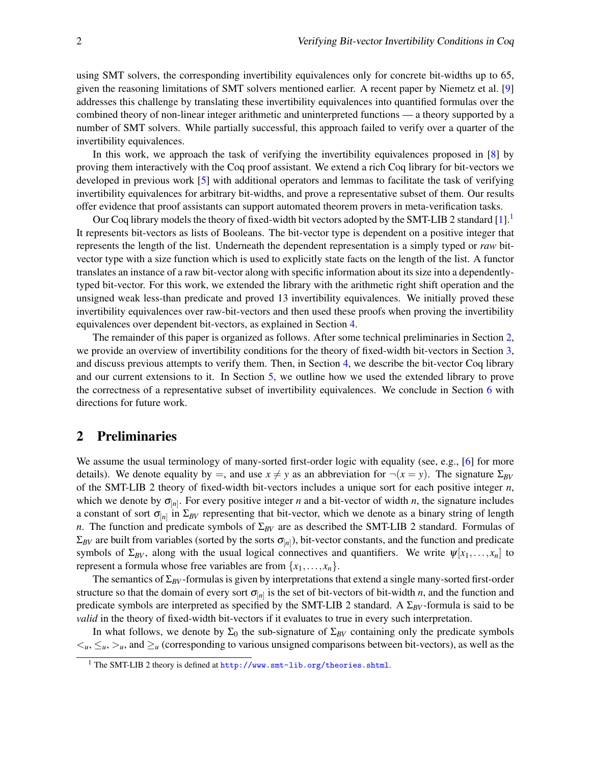using SMT solvers, the corresponding invertibility equivalences only for concrete bit-widths up to 65, given the reasoning limitations of SMT solvers mentioned earlier. A recent paper by Niemetz et al. [9] addresses this challenge by translating these invertibility equivalences into quantified formulas over the combined theory of non-linear integer arithmetic and uninterpreted functions — a theory supported by a number of SMT solvers. While partially successful, this approach failed to verify over a quarter of the invertibility equivalences.

In this work, we approach the task of verifying the invertibility equivalences proposed in [8] by proving them interactively with the Coq proof assistant. We extend a rich Coq library for bit-vectors we developed in previous work [5] with additional operators and lemmas to facilitate the task of verifying invertibility equivalences for arbitrary bit-widths, and prove a representative subset of them. Our results offer evidence that proof assistants can support automated theorem provers in meta-verification tasks.

Our Coq library models the theory of fixed-width bit vectors adopted by the SMT-LIB 2 standard [1].[1] It represents bit-vectors as lists of Booleans. The bit-vector type is dependent on a positive integer that represents the length of the list. Underneath the dependent representation is a simply typed or *raw* bit-vector type with a size function which is used to explicitly state facts on the length of the list. A functor translates an instance of a raw bit-vector along with specific information about its size into a dependently-typed bit-vector. For this work, we extended the library with the arithmetic right shift operation and the unsigned weak less-than predicate and proved 13 invertibility equivalences. We initially proved these invertibility equivalences over raw-bit-vectors and then used these proofs when proving the invertibility equivalences over dependent bit-vectors, as explained in Section 4.

The remainder of this paper is organized as follows. After some technical preliminaries in Section 2, we provide an overview of invertibility conditions for the theory of fixed-width bit-vectors in Section 3, and discuss previous attempts to verify them. Then, in Section 4, we describe the bit-vector Coq library and our current extensions to it. In Section 5, we outline how we used the extended library to prove the correctness of a representative subset of invertibility equivalences. We conclude in Section 6 with directions for future work.

## 2 Preliminaries

We assume the usual terminology of many-sorted first-order logic with equality (see, e.g., [6] for more details). We denote equality by $=$, and use $x \neq y$ as an abbreviation for $\neg(x = y)$. The signature $\Sigma_{BV}$ of the SMT-LIB 2 theory of fixed-width bit-vectors includes a unique sort for each positive integer $n$, which we denote by $\sigma_{[n]}$. For every positive integer $n$ and a bit-vector of width $n$, the signature includes a constant of sort $\sigma_{[n]}$ in $\Sigma_{BV}$ representing that bit-vector, which we denote as a binary string of length $n$. The function and predicate symbols of $\Sigma_{BV}$ are as described the SMT-LIB 2 standard. Formulas of $\Sigma_{BV}$ are built from variables (sorted by the sorts $\sigma_{[n]}$), bit-vector constants, and the function and predicate symbols of $\Sigma_{BV}$, along with the usual logical connectives and quantifiers. We write $\psi[x_1, \ldots, x_n]$ to represent a formula whose free variables are from $\{x_1, \ldots, x_n\}$.

The semantics of $\Sigma_{BV}$-formulas is given by interpretations that extend a single many-sorted first-order structure so that the domain of every sort $\sigma_{[n]}$ is the set of bit-vectors of bit-width $n$, and the function and predicate symbols are interpreted as specified by the SMT-LIB 2 standard. A $\Sigma_{BV}$-formula is said to be *valid* in the theory of fixed-width bit-vectors if it evaluates to true in every such interpretation.

In what follows, we denote by $\Sigma_0$ the sub-signature of $\Sigma_{BV}$ containing only the predicate symbols $<_u$, $\leq_u$, $>_u$, and $\geq_u$ (corresponding to various unsigned comparisons between bit-vectors), as well as the

[1] The SMT-LIB 2 theory is defined at http://www.smt-lib.org/theories.shtml.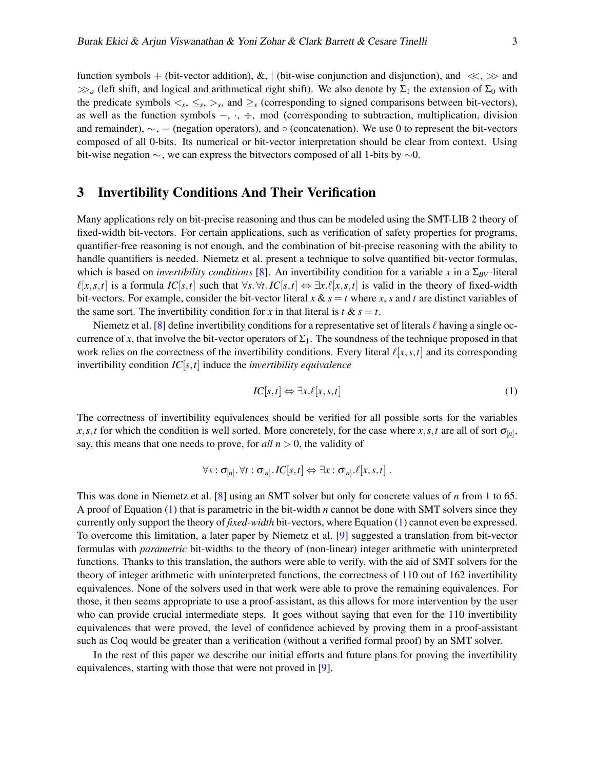function symbols $+$ (bit-vector addition), $\&$, $|$ (bit-wise conjunction and disjunction), and $\ll$, $\gg$ and $\gg_a$ (left shift, and logical and arithmetical right shift). We also denote by $\Sigma_1$ the extension of $\Sigma_0$ with the predicate symbols $<_s$, $\leq_s$, $>_s$, and $\geq_s$ (corresponding to signed comparisons between bit-vectors), as well as the function symbols $-$, $\cdot$, $\div$, mod (corresponding to subtraction, multiplication, division and remainder), $\sim$, $-$ (negation operators), and $\circ$ (concatenation). We use 0 to represent the bit-vectors composed of all 0-bits. Its numerical or bit-vector interpretation should be clear from context. Using bit-wise negation $\sim$, we can express the bitvectors composed of all 1-bits by $\sim 0$.

## 3 Invertibility Conditions And Their Verification

Many applications rely on bit-precise reasoning and thus can be modeled using the SMT-LIB 2 theory of fixed-width bit-vectors. For certain applications, such as verification of safety properties for programs, quantifier-free reasoning is not enough, and the combination of bit-precise reasoning with the ability to handle quantifiers is needed. Niemetz et al. present a technique to solve quantified bit-vector formulas, which is based on *invertibility conditions* [8]. An invertibility condition for a variable $x$ in a $\Sigma_{BV}$-literal $\ell[x,s,t]$ is a formula $IC[s,t]$ such that $\forall s. \forall t. IC[s,t] \Leftrightarrow \exists x. \ell[x,s,t]$ is valid in the theory of fixed-width bit-vectors. For example, consider the bit-vector literal $x \,\&\, s = t$ where $x$, $s$ and $t$ are distinct variables of the same sort. The invertibility condition for $x$ in that literal is $t \,\&\, s = t$.

Niemetz et al. [8] define invertibility conditions for a representative set of literals $\ell$ having a single occurrence of $x$, that involve the bit-vector operators of $\Sigma_1$. The soundness of the technique proposed in that work relies on the correctness of the invertibility conditions. Every literal $\ell[x,s,t]$ and its corresponding invertibility condition $IC[s,t]$ induce the *invertibility equivalence*

$$IC[s,t] \Leftrightarrow \exists x. \ell[x,s,t] \tag{1}$$

The correctness of invertibility equivalences should be verified for all possible sorts for the variables $x,s,t$ for which the condition is well sorted. More concretely, for the case where $x,s,t$ are all of sort $\sigma_{[n]}$, say, this means that one needs to prove, for *all* $n > 0$, the validity of

$$\forall s : \sigma_{[n]}. \forall t : \sigma_{[n]}. IC[s,t] \Leftrightarrow \exists x : \sigma_{[n]}. \ell[x,s,t]\ .$$

This was done in Niemetz et al. [8] using an SMT solver but only for concrete values of $n$ from 1 to 65. A proof of Equation (1) that is parametric in the bit-width $n$ cannot be done with SMT solvers since they currently only support the theory of *fixed-width* bit-vectors, where Equation (1) cannot even be expressed. To overcome this limitation, a later paper by Niemetz et al. [9] suggested a translation from bit-vector formulas with *parametric* bit-widths to the theory of (non-linear) integer arithmetic with uninterpreted functions. Thanks to this translation, the authors were able to verify, with the aid of SMT solvers for the theory of integer arithmetic with uninterpreted functions, the correctness of 110 out of 162 invertibility equivalences. None of the solvers used in that work were able to prove the remaining equivalences. For those, it then seems appropriate to use a proof-assistant, as this allows for more intervention by the user who can provide crucial intermediate steps. It goes without saying that even for the 110 invertibility equivalences that were proved, the level of confidence achieved by proving them in a proof-assistant such as Coq would be greater than a verification (without a verified formal proof) by an SMT solver.

In the rest of this paper we describe our initial efforts and future plans for proving the invertibility equivalences, starting with those that were not proved in [9].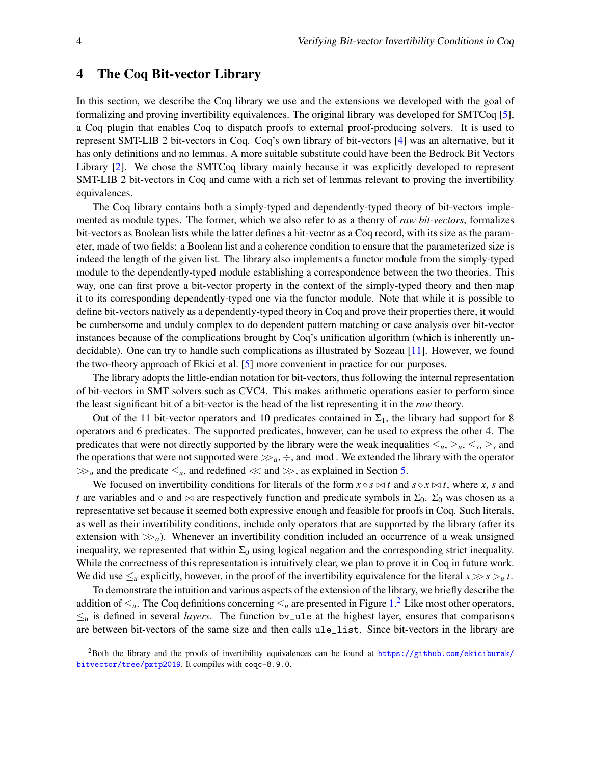## 4 The Coq Bit-vector Library

In this section, we describe the Coq library we use and the extensions we developed with the goal of formalizing and proving invertibility equivalences. The original library was developed for SMTCoq [5], a Coq plugin that enables Coq to dispatch proofs to external proof-producing solvers. It is used to represent SMT-LIB 2 bit-vectors in Coq. Coq's own library of bit-vectors [4] was an alternative, but it has only definitions and no lemmas. A more suitable substitute could have been the Bedrock Bit Vectors Library [2]. We chose the SMTCoq library mainly because it was explicitly developed to represent SMT-LIB 2 bit-vectors in Coq and came with a rich set of lemmas relevant to proving the invertibility equivalences.

The Coq library contains both a simply-typed and dependently-typed theory of bit-vectors implemented as module types. The former, which we also refer to as a theory of *raw bit-vectors*, formalizes bit-vectors as Boolean lists while the latter defines a bit-vector as a Coq record, with its size as the parameter, made of two fields: a Boolean list and a coherence condition to ensure that the parameterized size is indeed the length of the given list. The library also implements a functor module from the simply-typed module to the dependently-typed module establishing a correspondence between the two theories. This way, one can first prove a bit-vector property in the context of the simply-typed theory and then map it to its corresponding dependently-typed one via the functor module. Note that while it is possible to define bit-vectors natively as a dependently-typed theory in Coq and prove their properties there, it would be cumbersome and unduly complex to do dependent pattern matching or case analysis over bit-vector instances because of the complications brought by Coq's unification algorithm (which is inherently undecidable). One can try to handle such complications as illustrated by Sozeau [11]. However, we found the two-theory approach of Ekici et al. [5] more convenient in practice for our purposes.

The library adopts the little-endian notation for bit-vectors, thus following the internal representation of bit-vectors in SMT solvers such as CVC4. This makes arithmetic operations easier to perform since the least significant bit of a bit-vector is the head of the list representing it in the *raw* theory.

Out of the 11 bit-vector operators and 10 predicates contained in $\Sigma_1$, the library had support for 8 operators and 6 predicates. The supported predicates, however, can be used to express the other 4. The predicates that were not directly supported by the library were the weak inequalities $\leq_u$, $\geq_u$, $\leq_s$, $\geq_s$ and the operations that were not supported were $\gg_a$, $\div$, and $\bmod$. We extended the library with the operator $\gg_a$ and the predicate $\leq_u$, and redefined $\ll$ and $\gg$, as explained in Section 5.

We focused on invertibility conditions for literals of the form $x \diamond s \bowtie t$ and $s \diamond x \bowtie t$, where $x$, $s$ and $t$ are variables and $\diamond$ and $\bowtie$ are respectively function and predicate symbols in $\Sigma_0$. $\Sigma_0$ was chosen as a representative set because it seemed both expressive enough and feasible for proofs in Coq. Such literals, as well as their invertibility conditions, include only operators that are supported by the library (after its extension with $\gg_a$). Whenever an invertibility condition included an occurrence of a weak unsigned inequality, we represented that within $\Sigma_0$ using logical negation and the corresponding strict inequality. While the correctness of this representation is intuitively clear, we plan to prove it in Coq in future work. We did use $\leq_u$ explicitly, however, in the proof of the invertibility equivalence for the literal $x \gg s >_u t$.

To demonstrate the intuition and various aspects of the extension of the library, we briefly describe the addition of $\leq_u$. The Coq definitions concerning $\leq_u$ are presented in Figure 1.[2] Like most other operators, $\leq_u$ is defined in several *layers*. The function `bv_ule` at the highest layer, ensures that comparisons are between bit-vectors of the same size and then calls `ule_list`. Since bit-vectors in the library are

[2] Both the library and the proofs of invertibility equivalences can be found at https://github.com/ekiciburak/bitvector/tree/pxtp2019. It compiles with coqc-8.9.0.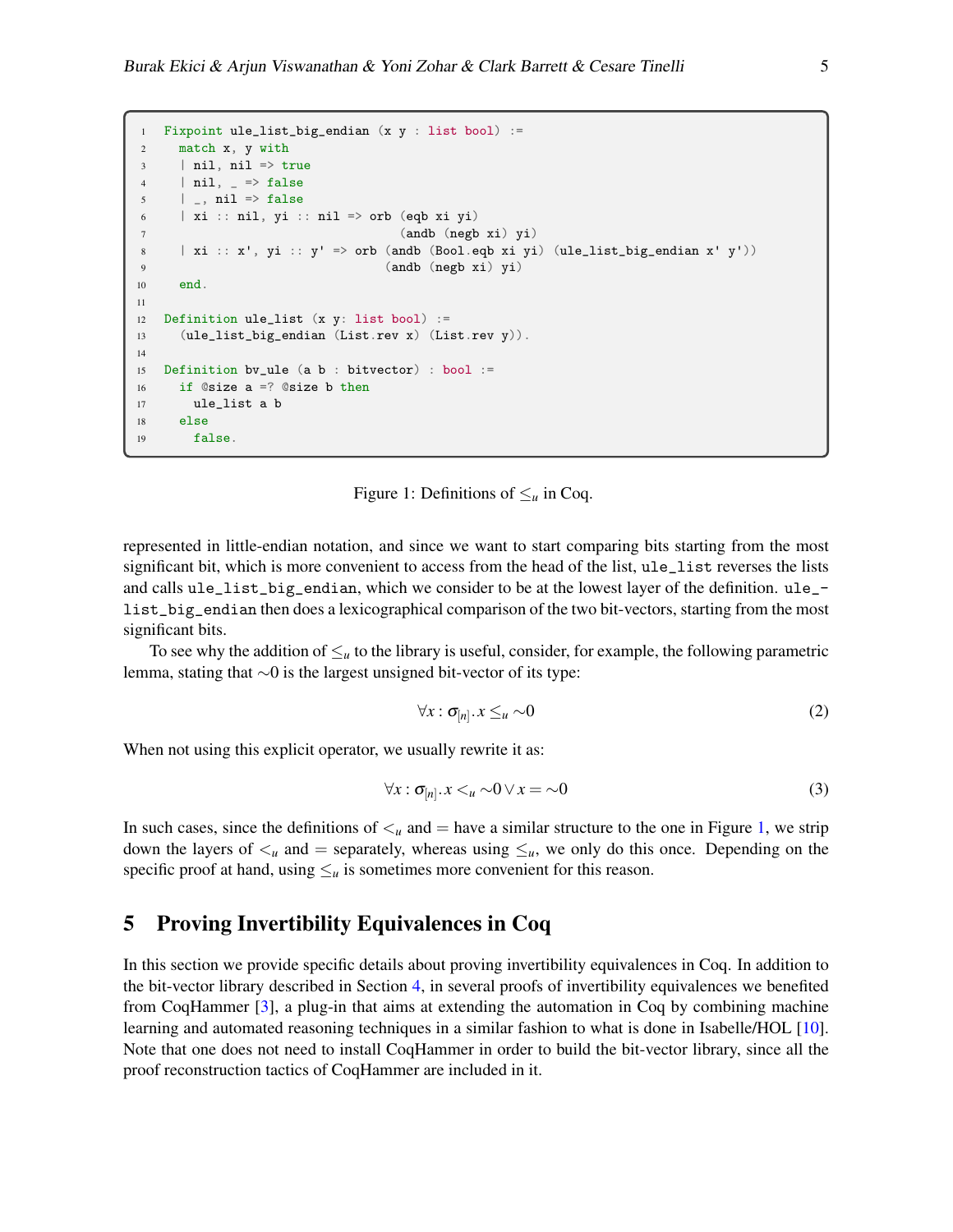```
Fixpoint ule_list_big_endian (x y : list bool) :=
  match x, y with
  | nil, nil => true
  | nil, _ => false
  | _, nil => false
  | xi :: nil, yi :: nil => orb (eqb xi yi)
                                (andb (negb xi) yi)
  | xi :: x', yi :: y' => orb (andb (Bool.eqb xi yi) (ule_list_big_endian x' y'))
                              (andb (negb xi) yi)
  end.

Definition ule_list (x y: list bool) :=
  (ule_list_big_endian (List.rev x) (List.rev y)).

Definition bv_ule (a b : bitvector) : bool :=
  if @size a =? @size b then
    ule_list a b
  else
    false.
```

Figure 1: Definitions of $\leq_u$ in Coq.

represented in little-endian notation, and since we want to start comparing bits starting from the most significant bit, which is more convenient to access from the head of the list, `ule_list` reverses the lists and calls `ule_list_big_endian`, which we consider to be at the lowest layer of the definition. `ule_list_big_endian` then does a lexicographical comparison of the two bit-vectors, starting from the most significant bits.

To see why the addition of $\leq_u$ to the library is useful, consider, for example, the following parametric lemma, stating that $\sim 0$ is the largest unsigned bit-vector of its type:

$$\forall x : \sigma_{[n]}. x \leq_u \sim 0 \tag{2}$$

When not using this explicit operator, we usually rewrite it as:

$$\forall x : \sigma_{[n]}. x <_u \sim 0 \vee x = \sim 0 \tag{3}$$

In such cases, since the definitions of $<_u$ and $=$ have a similar structure to the one in Figure 1, we strip down the layers of $<_u$ and $=$ separately, whereas using $\leq_u$, we only do this once. Depending on the specific proof at hand, using $\leq_u$ is sometimes more convenient for this reason.

## 5 Proving Invertibility Equivalences in Coq

In this section we provide specific details about proving invertibility equivalences in Coq. In addition to the bit-vector library described in Section 4, in several proofs of invertibility equivalences we benefited from CoqHammer [3], a plug-in that aims at extending the automation in Coq by combining machine learning and automated reasoning techniques in a similar fashion to what is done in Isabelle/HOL [10]. Note that one does not need to install CoqHammer in order to build the bit-vector library, since all the proof reconstruction tactics of CoqHammer are included in it.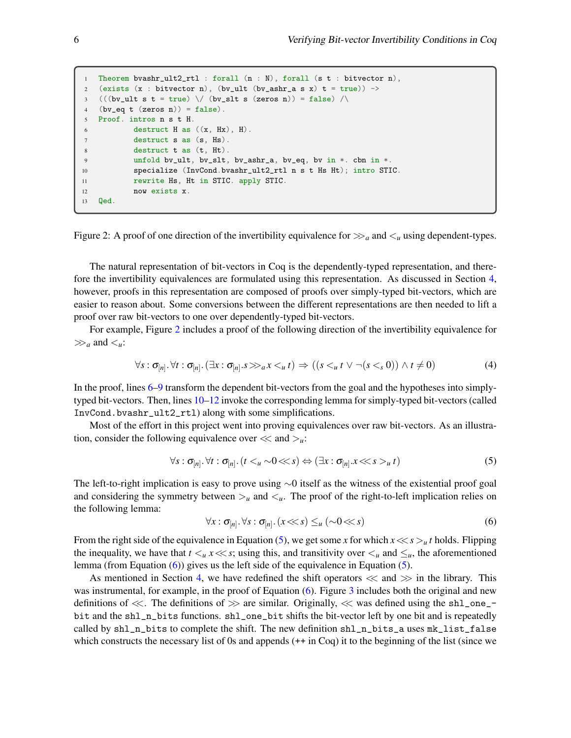```
1  Theorem bvashr_ult2_rtl : forall (n : N), forall (s t : bitvector n),
2  (exists (x : bitvector n), (bv_ult (bv_ashr_a s x) t = true)) ->
3  (((bv_ult s t = true) \/ (bv_slt s (zeros n)) = false) /\
4  (bv_eq t (zeros n)) = false).
5  Proof. intros n s t H.
6          destruct H as ((x, Hx), H).
7          destruct s as (s, Hs).
8          destruct t as (t, Ht).
9          unfold bv_ult, bv_slt, bv_ashr_a, bv_eq, bv in *. cbn in *.
10         specialize (InvCond.bvashr_ult2_rtl n s t Hs Ht); intro STIC.
11         rewrite Hs, Ht in STIC. apply STIC.
12         now exists x.
13 Qed.
```

Figure 2: A proof of one direction of the invertibility equivalence for $\gg_a$ and $<_u$ using dependent-types.

The natural representation of bit-vectors in Coq is the dependently-typed representation, and therefore the invertibility equivalences are formulated using this representation. As discussed in Section 4, however, proofs in this representation are composed of proofs over simply-typed bit-vectors, which are easier to reason about. Some conversions between the different representations are then needed to lift a proof over raw bit-vectors to one over dependently-typed bit-vectors.

For example, Figure 2 includes a proof of the following direction of the invertibility equivalence for $\gg_a$ and $<_u$:

$$\forall s : \sigma_{[n]}. \forall t : \sigma_{[n]}. (\exists x : \sigma_{[n]}. s \gg_a x <_u t) \Rightarrow ((s <_u t \vee \neg(s <_s 0)) \wedge t \neq 0) \tag{4}$$

In the proof, lines 6–9 transform the dependent bit-vectors from the goal and the hypotheses into simply-typed bit-vectors. Then, lines 10–12 invoke the corresponding lemma for simply-typed bit-vectors (called `InvCond.bvashr_ult2_rtl`) along with some simplifications.

Most of the effort in this project went into proving equivalences over raw bit-vectors. As an illustration, consider the following equivalence over $\ll$ and $>_u$:

$$\forall s : \sigma_{[n]}. \forall t : \sigma_{[n]}. (t <_u \sim 0 \ll s) \Leftrightarrow (\exists x : \sigma_{[n]}. x \ll s >_u t) \tag{5}$$

The left-to-right implication is easy to prove using $\sim 0$ itself as the witness of the existential proof goal and considering the symmetry between $>_u$ and $<_u$. The proof of the right-to-left implication relies on the following lemma:

$$\forall x : \sigma_{[n]}. \forall s : \sigma_{[n]}. (x \ll s) \leq_u (\sim 0 \ll s) \tag{6}$$

From the right side of the equivalence in Equation (5), we get some $x$ for which $x \ll s >_u t$ holds. Flipping the inequality, we have that $t <_u x \ll s$; using this, and transitivity over $<_u$ and $\leq_u$, the aforementioned lemma (from Equation (6)) gives us the left side of the equivalence in Equation (5).

As mentioned in Section 4, we have redefined the shift operators $\ll$ and $\gg$ in the library. This was instrumental, for example, in the proof of Equation (6). Figure 3 includes both the original and new definitions of $\ll$. The definitions of $\gg$ are similar. Originally, $\ll$ was defined using the `shl_one_bit` and the `shl_n_bits` functions. `shl_one_bit` shifts the bit-vector left by one bit and is repeatedly called by `shl_n_bits` to complete the shift. The new definition `shl_n_bits_a` uses `mk_list_false` which constructs the necessary list of 0s and appends (`++` in Coq) it to the beginning of the list (since we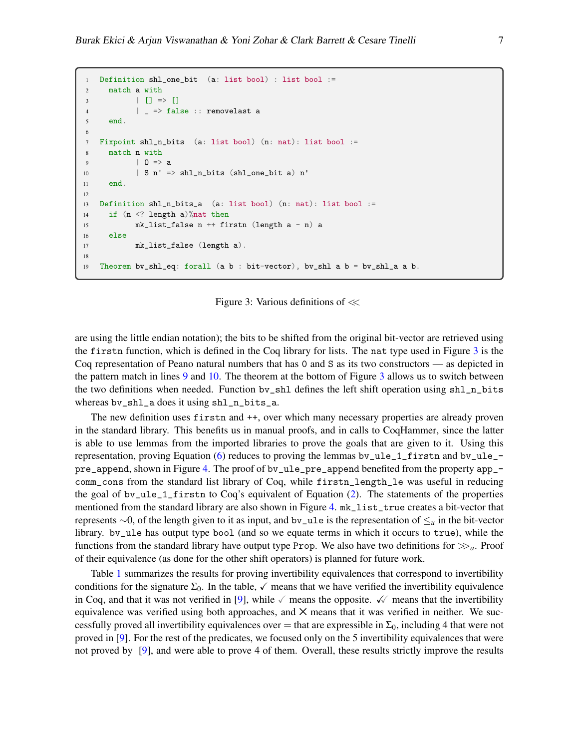```
Definition shl_one_bit  (a: list bool) : list bool :=
  match a with
        | [] => []
        | _ => false :: removelast a
  end.

Fixpoint shl_n_bits  (a: list bool) (n: nat): list bool :=
  match n with
        | O => a
        | S n' => shl_n_bits (shl_one_bit a) n'
  end.

Definition shl_n_bits_a  (a: list bool) (n: nat): list bool :=
  if (n <? length a)%nat then
        mk_list_false n ++ firstn (length a - n) a
  else
        mk_list_false (length a).

Theorem bv_shl_eq: forall (a b : bit-vector), bv_shl a b = bv_shl_a a b.
```

Figure 3: Various definitions of $\ll$

are using the little endian notation); the bits to be shifted from the original bit-vector are retrieved using the `firstn` function, which is defined in the Coq library for lists. The `nat` type used in Figure 3 is the Coq representation of Peano natural numbers that has `0` and `S` as its two constructors — as depicted in the pattern match in lines 9 and 10. The theorem at the bottom of Figure 3 allows us to switch between the two definitions when needed. Function `bv_shl` defines the left shift operation using `shl_n_bits` whereas `bv_shl_a` does it using `shl_n_bits_a`.

The new definition uses `firstn` and `++`, over which many necessary properties are already proven in the standard library. This benefits us in manual proofs, and in calls to CoqHammer, since the latter is able to use lemmas from the imported libraries to prove the goals that are given to it. Using this representation, proving Equation (6) reduces to proving the lemmas `bv_ule_1_firstn` and `bv_ule_pre_append`, shown in Figure 4. The proof of `bv_ule_pre_append` benefited from the property `app_comm_cons` from the standard list library of Coq, while `firstn_length_le` was useful in reducing the goal of `bv_ule_1_firstn` to Coq's equivalent of Equation (2). The statements of the properties mentioned from the standard library are also shown in Figure 4. `mk_list_true` creates a bit-vector that represents $\sim 0$, of the length given to it as input, and `bv_ule` is the representation of $\leq_u$ in the bit-vector library. `bv_ule` has output type `bool` (and so we equate terms in which it occurs to `true`), while the functions from the standard library have output type `Prop`. We also have two definitions for $\gg_a$. Proof of their equivalence (as done for the other shift operators) is planned for future work.

Table 1 summarizes the results for proving invertibility equivalences that correspond to invertibility conditions for the signature $\Sigma_0$. In the table, ✓ means that we have verified the invertibility equivalence in Coq, and that it was not verified in [9], while ✓ means the opposite. ✓✓ means that the invertibility equivalence was verified using both approaches, and ✗ means that it was verified in neither. We successfully proved all invertibility equivalences over $=$ that are expressible in $\Sigma_0$, including 4 that were not proved in [9]. For the rest of the predicates, we focused only on the 5 invertibility equivalences that were not proved by [9], and were able to prove 4 of them. Overall, these results strictly improve the results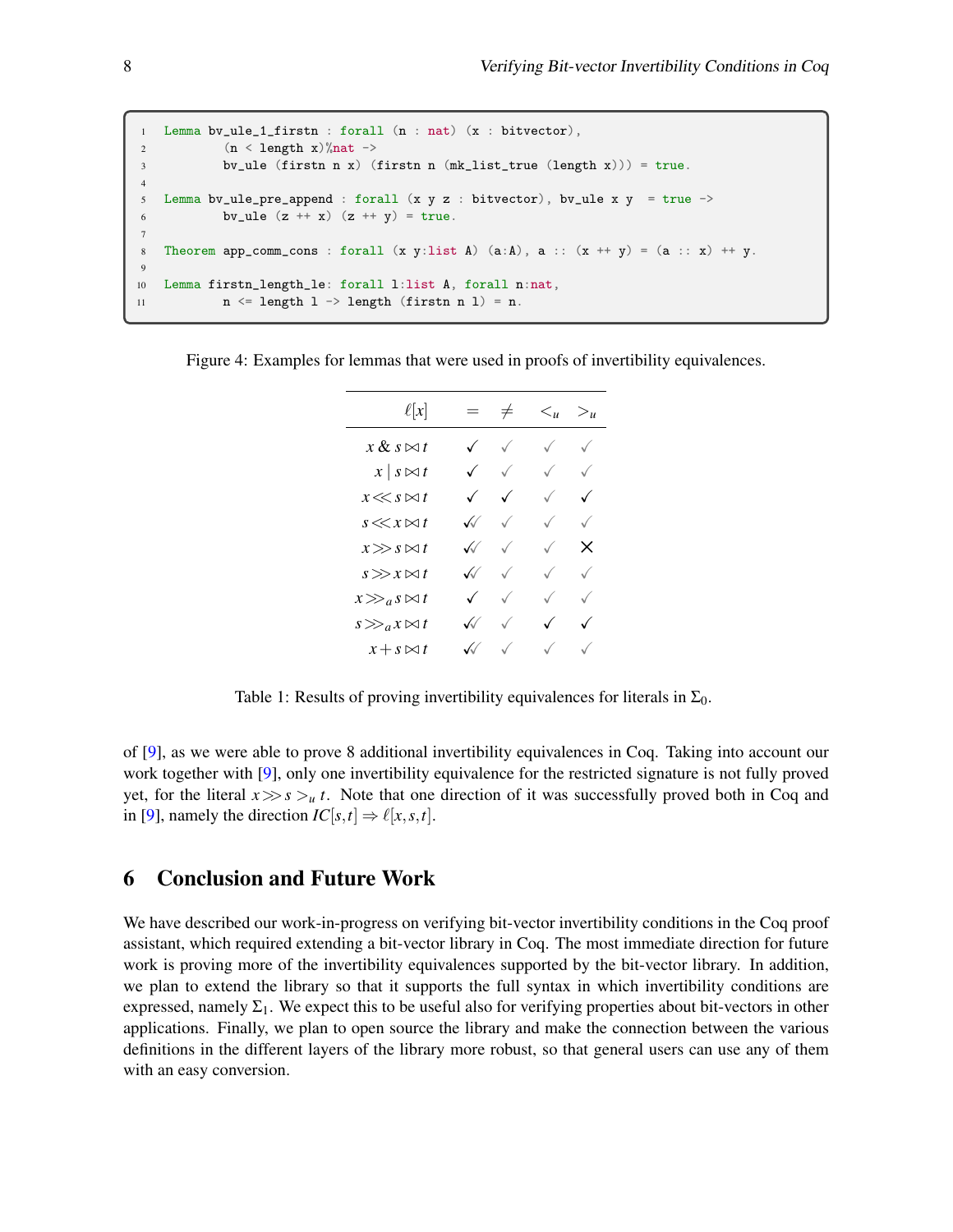```
Lemma bv_ule_1_firstn : forall (n : nat) (x : bitvector),
        (n < length x)%nat ->
        bv_ule (firstn n x) (firstn n (mk_list_true (length x))) = true.

Lemma bv_ule_pre_append : forall (x y z : bitvector), bv_ule x y  = true ->
        bv_ule (z ++ x) (z ++ y) = true.

Theorem app_comm_cons : forall (x y:list A) (a:A), a :: (x ++ y) = (a :: x) ++ y.

Lemma firstn_length_le: forall l:list A, forall n:nat,
        n <= length l -> length (firstn n l) = n.
```

Figure 4: Examples for lemmas that were used in proofs of invertibility equivalences.

| $\ell[x]$ | $=$ | $\neq$ | $<_u$ | $>_u$ |
|---:|---|---|---|---|
| $x \,\&\, s \bowtie t$ | ✓ | ✓ | ✓ | ✓ |
| $x \mid s \bowtie t$ | ✓ | ✓ | ✓ | ✓ |
| $x \ll s \bowtie t$ | ✓ | ✓ | ✓ | ✓ |
| $s \ll x \bowtie t$ | ✓✓ | ✓ | ✓ | ✓ |
| $x \gg s \bowtie t$ | ✓✓ | ✓ | ✓ | ✗ |
| $s \gg x \bowtie t$ | ✓✓ | ✓ | ✓ | ✓ |
| $x \gg_a s \bowtie t$ | ✓ | ✓ | ✓ | ✓ |
| $s \gg_a x \bowtie t$ | ✓✓ | ✓ | ✓ | ✓ |
| $x + s \bowtie t$ | ✓✓ | ✓ | ✓ | ✓ |

Table 1: Results of proving invertibility equivalences for literals in $\Sigma_0$.

of [9], as we were able to prove 8 additional invertibility equivalences in Coq. Taking into account our work together with [9], only one invertibility equivalence for the restricted signature is not fully proved yet, for the literal $x \gg s >_u t$. Note that one direction of it was successfully proved both in Coq and in [9], namely the direction $IC[s,t] \Rightarrow \ell[x,s,t]$.

## 6 Conclusion and Future Work

We have described our work-in-progress on verifying bit-vector invertibility conditions in the Coq proof assistant, which required extending a bit-vector library in Coq. The most immediate direction for future work is proving more of the invertibility equivalences supported by the bit-vector library. In addition, we plan to extend the library so that it supports the full syntax in which invertibility conditions are expressed, namely $\Sigma_1$. We expect this to be useful also for verifying properties about bit-vectors in other applications. Finally, we plan to open source the library and make the connection between the various definitions in the different layers of the library more robust, so that general users can use any of them with an easy conversion.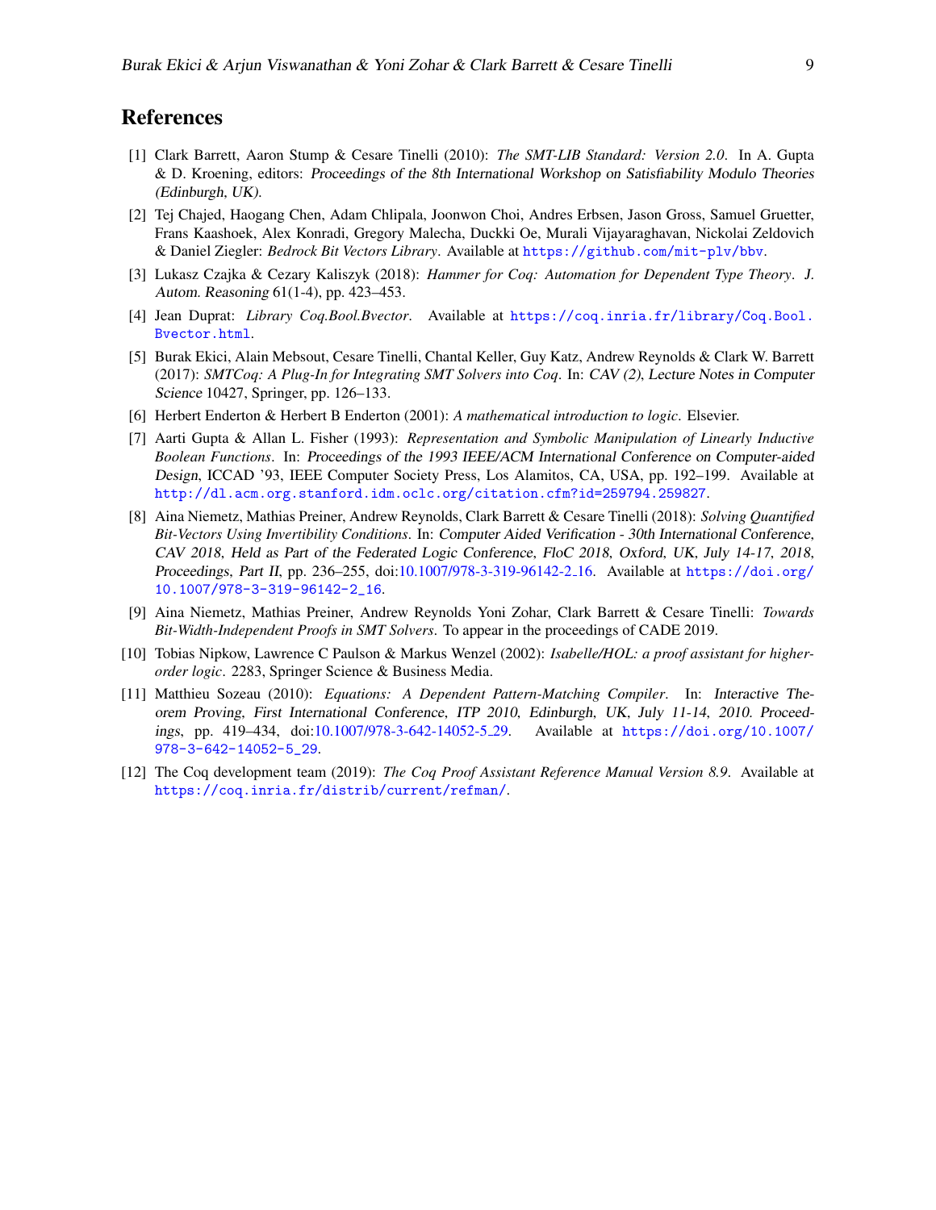## References

[1] Clark Barrett, Aaron Stump & Cesare Tinelli (2010): *The SMT-LIB Standard: Version 2.0*. In A. Gupta & D. Kroening, editors: *Proceedings of the 8th International Workshop on Satisfiability Modulo Theories (Edinburgh, UK)*.

[2] Tej Chajed, Haogang Chen, Adam Chlipala, Joonwon Choi, Andres Erbsen, Jason Gross, Samuel Gruetter, Frans Kaashoek, Alex Konradi, Gregory Malecha, Duckki Oe, Murali Vijayaraghavan, Nickolai Zeldovich & Daniel Ziegler: *Bedrock Bit Vectors Library*. Available at https://github.com/mit-plv/bbv.

[3] Lukasz Czajka & Cezary Kaliszyk (2018): *Hammer for Coq: Automation for Dependent Type Theory*. *J. Autom. Reasoning* 61(1-4), pp. 423–453.

[4] Jean Duprat: *Library Coq.Bool.Bvector*. Available at https://coq.inria.fr/library/Coq.Bool.Bvector.html.

[5] Burak Ekici, Alain Mebsout, Cesare Tinelli, Chantal Keller, Guy Katz, Andrew Reynolds & Clark W. Barrett (2017): *SMTCoq: A Plug-In for Integrating SMT Solvers into Coq*. In: *CAV (2)*, *Lecture Notes in Computer Science* 10427, Springer, pp. 126–133.

[6] Herbert Enderton & Herbert B Enderton (2001): *A mathematical introduction to logic*. Elsevier.

[7] Aarti Gupta & Allan L. Fisher (1993): *Representation and Symbolic Manipulation of Linearly Inductive Boolean Functions*. In: *Proceedings of the 1993 IEEE/ACM International Conference on Computer-aided Design*, ICCAD '93, IEEE Computer Society Press, Los Alamitos, CA, USA, pp. 192–199. Available at http://dl.acm.org.stanford.idm.oclc.org/citation.cfm?id=259794.259827.

[8] Aina Niemetz, Mathias Preiner, Andrew Reynolds, Clark Barrett & Cesare Tinelli (2018): *Solving Quantified Bit-Vectors Using Invertibility Conditions*. In: *Computer Aided Verification - 30th International Conference, CAV 2018, Held as Part of the Federated Logic Conference, FloC 2018, Oxford, UK, July 14-17, 2018, Proceedings, Part II*, pp. 236–255, doi:10.1007/978-3-319-96142-2_16. Available at https://doi.org/10.1007/978-3-319-96142-2_16.

[9] Aina Niemetz, Mathias Preiner, Andrew Reynolds Yoni Zohar, Clark Barrett & Cesare Tinelli: *Towards Bit-Width-Independent Proofs in SMT Solvers*. To appear in the proceedings of CADE 2019.

[10] Tobias Nipkow, Lawrence C Paulson & Markus Wenzel (2002): *Isabelle/HOL: a proof assistant for higher-order logic*. 2283, Springer Science & Business Media.

[11] Matthieu Sozeau (2010): *Equations: A Dependent Pattern-Matching Compiler*. In: *Interactive Theorem Proving, First International Conference, ITP 2010, Edinburgh, UK, July 11-14, 2010. Proceedings*, pp. 419–434, doi:10.1007/978-3-642-14052-5_29. Available at https://doi.org/10.1007/978-3-642-14052-5_29.

[12] The Coq development team (2019): *The Coq Proof Assistant Reference Manual Version 8.9*. Available at https://coq.inria.fr/distrib/current/refman/.